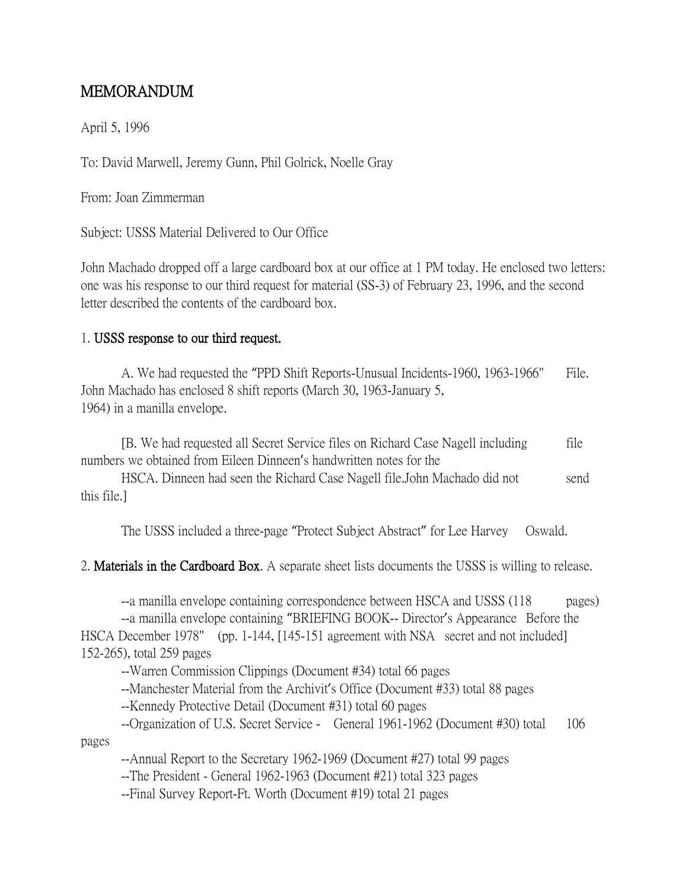# MEMORANDUM

April 5, 1996

To: David Marwell, Jeremy Gunn, Phil Golrick, Noelle Gray

From: Joan Zimmerman

Subject: USSS Material Delivered to Our Office

John Machado dropped off a large cardboard box at our office at 1 PM today. He enclosed two letters: one was his response to our third request for material (SS-3) of February 23, 1996, and the second letter described the contents of the cardboard box.

1. **USSS response to our third request.**

A. We had requested the "PPD Shift Reports-Unusual Incidents-1960, 1963-1966" File. John Machado has enclosed 8 shift reports (March 30, 1963-January 5, 1964) in a manilla envelope.

[B. We had requested all Secret Service files on Richard Case Nagell including file numbers we obtained from Eileen Dinneen's handwritten notes for the HSCA. Dinneen had seen the Richard Case Nagell file.John Machado did not send this file.]

The USSS included a three-page "Protect Subject Abstract" for Lee Harvey Oswald.

2. **Materials in the Cardboard Box**. A separate sheet lists documents the USSS is willing to release.

--a manilla envelope containing correspondence between HSCA and USSS (118 pages)
--a manilla envelope containing "BRIEFING BOOK-- Director's Appearance Before the HSCA December 1978" (pp. 1-144, [145-151 agreement with NSA secret and not included] 152-265), total 259 pages
--Warren Commission Clippings (Document #34) total 66 pages
--Manchester Material from the Archivit's Office (Document #33) total 88 pages
--Kennedy Protective Detail (Document #31) total 60 pages
--Organization of U.S. Secret Service - General 1961-1962 (Document #30) total 106 pages
--Annual Report to the Secretary 1962-1969 (Document #27) total 99 pages
--The President - General 1962-1963 (Document #21) total 323 pages
--Final Survey Report-Ft. Worth (Document #19) total 21 pages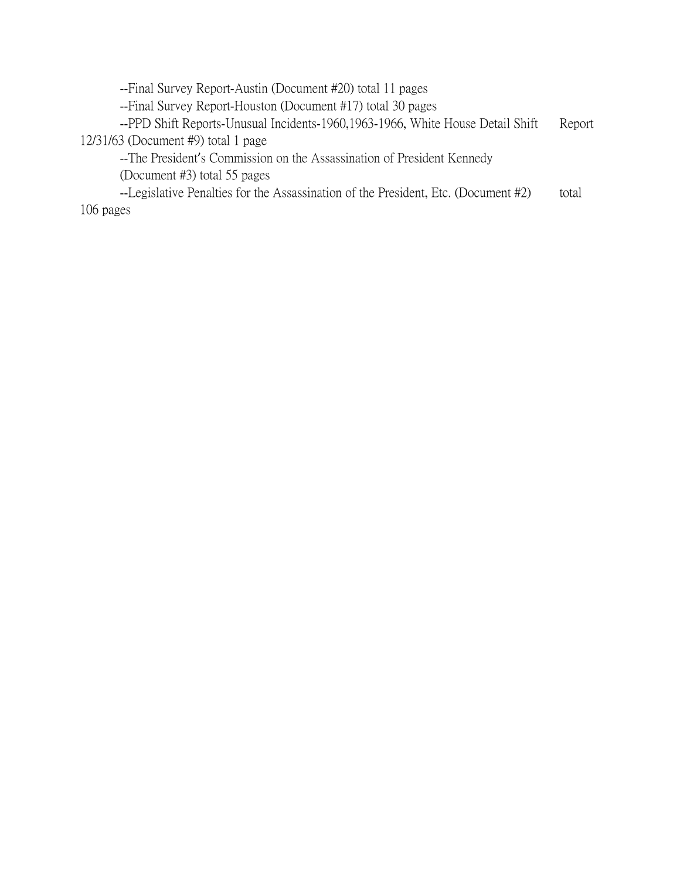--Final Survey Report-Austin (Document #20) total 11 pages

--Final Survey Report-Houston (Document #17) total 30 pages

--PPD Shift Reports-Unusual Incidents-1960,1963-1966, White House Detail Shift Report 12/31/63 (Document #9) total 1 page

--The President's Commission on the Assassination of President Kennedy (Document #3) total 55 pages

--Legislative Penalties for the Assassination of the President, Etc. (Document #2) total 106 pages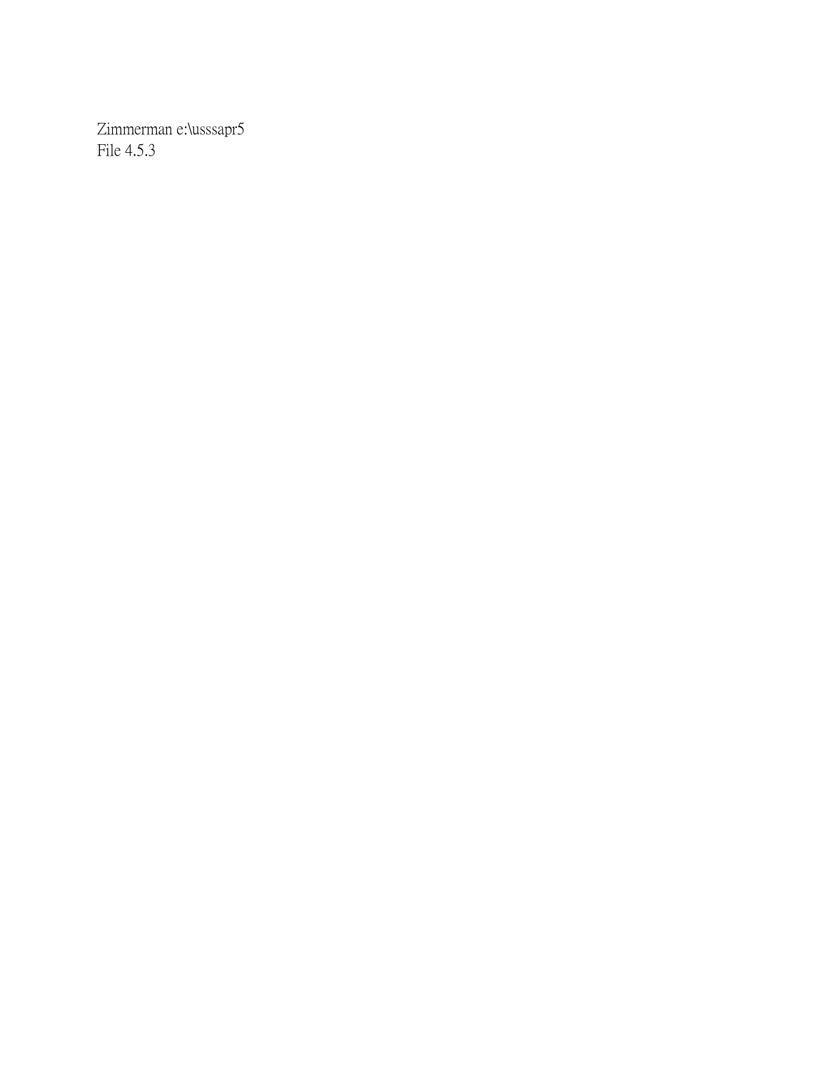Zimmerman e:\usssapr5
File 4.5.3